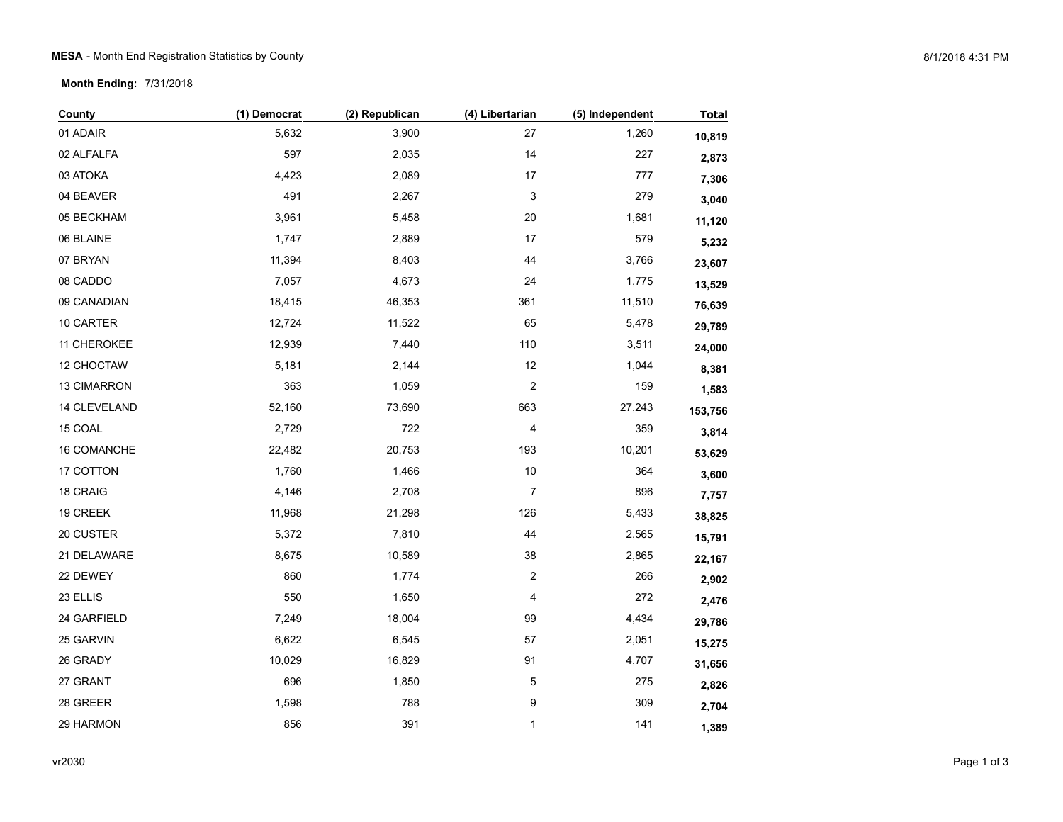**MESA** - Month End Registration Statistics by County

**Month Ending:** 7/31/2018

| County | (1) Democrat | (2) Republican | (4) Libertarian | (5) Independent | Total |
|---|---|---|---|---|---|
| 01 ADAIR | 5,632 | 3,900 | 27 | 1,260 | **10,819** |
| 02 ALFALFA | 597 | 2,035 | 14 | 227 | **2,873** |
| 03 ATOKA | 4,423 | 2,089 | 17 | 777 | **7,306** |
| 04 BEAVER | 491 | 2,267 | 3 | 279 | **3,040** |
| 05 BECKHAM | 3,961 | 5,458 | 20 | 1,681 | **11,120** |
| 06 BLAINE | 1,747 | 2,889 | 17 | 579 | **5,232** |
| 07 BRYAN | 11,394 | 8,403 | 44 | 3,766 | **23,607** |
| 08 CADDO | 7,057 | 4,673 | 24 | 1,775 | **13,529** |
| 09 CANADIAN | 18,415 | 46,353 | 361 | 11,510 | **76,639** |
| 10 CARTER | 12,724 | 11,522 | 65 | 5,478 | **29,789** |
| 11 CHEROKEE | 12,939 | 7,440 | 110 | 3,511 | **24,000** |
| 12 CHOCTAW | 5,181 | 2,144 | 12 | 1,044 | **8,381** |
| 13 CIMARRON | 363 | 1,059 | 2 | 159 | **1,583** |
| 14 CLEVELAND | 52,160 | 73,690 | 663 | 27,243 | **153,756** |
| 15 COAL | 2,729 | 722 | 4 | 359 | **3,814** |
| 16 COMANCHE | 22,482 | 20,753 | 193 | 10,201 | **53,629** |
| 17 COTTON | 1,760 | 1,466 | 10 | 364 | **3,600** |
| 18 CRAIG | 4,146 | 2,708 | 7 | 896 | **7,757** |
| 19 CREEK | 11,968 | 21,298 | 126 | 5,433 | **38,825** |
| 20 CUSTER | 5,372 | 7,810 | 44 | 2,565 | **15,791** |
| 21 DELAWARE | 8,675 | 10,589 | 38 | 2,865 | **22,167** |
| 22 DEWEY | 860 | 1,774 | 2 | 266 | **2,902** |
| 23 ELLIS | 550 | 1,650 | 4 | 272 | **2,476** |
| 24 GARFIELD | 7,249 | 18,004 | 99 | 4,434 | **29,786** |
| 25 GARVIN | 6,622 | 6,545 | 57 | 2,051 | **15,275** |
| 26 GRADY | 10,029 | 16,829 | 91 | 4,707 | **31,656** |
| 27 GRANT | 696 | 1,850 | 5 | 275 | **2,826** |
| 28 GREER | 1,598 | 788 | 9 | 309 | **2,704** |
| 29 HARMON | 856 | 391 | 1 | 141 | **1,389** |

vr2030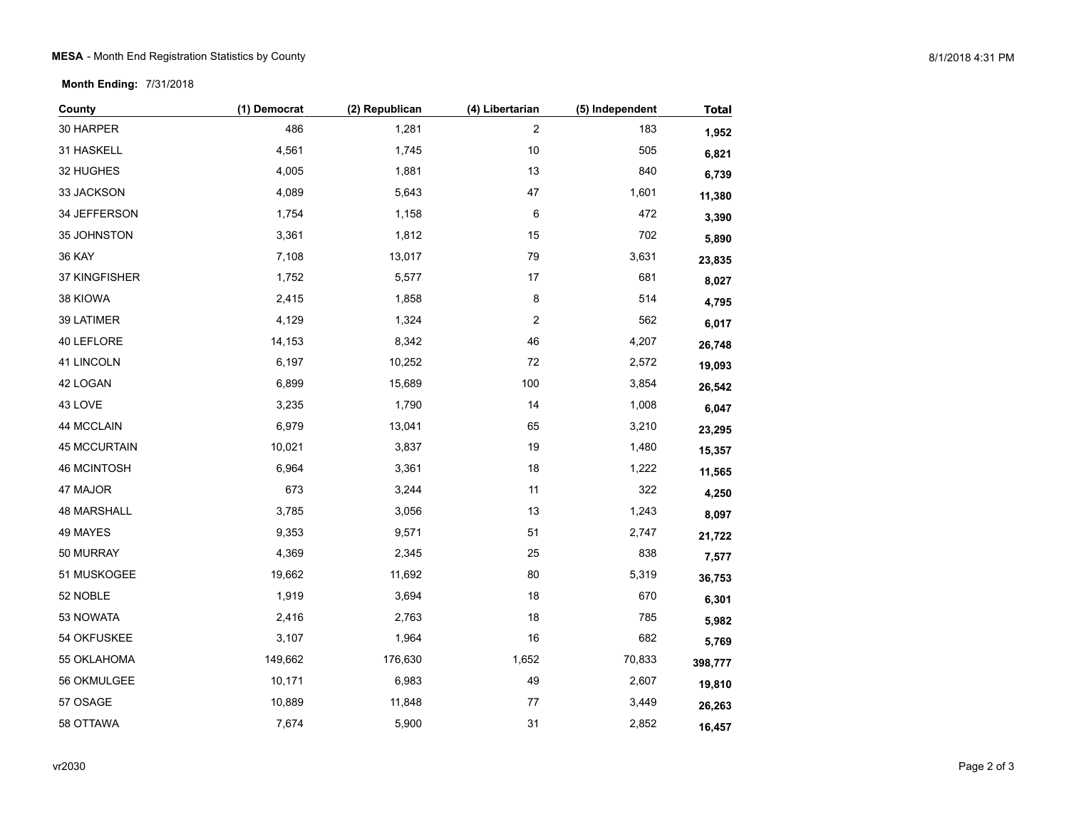**MESA** - Month End Registration Statistics by County

**Month Ending:** 7/31/2018

| County | (1) Democrat | (2) Republican | (4) Libertarian | (5) Independent | Total |
|---|---|---|---|---|---|
| 30 HARPER | 486 | 1,281 | 2 | 183 | **1,952** |
| 31 HASKELL | 4,561 | 1,745 | 10 | 505 | **6,821** |
| 32 HUGHES | 4,005 | 1,881 | 13 | 840 | **6,739** |
| 33 JACKSON | 4,089 | 5,643 | 47 | 1,601 | **11,380** |
| 34 JEFFERSON | 1,754 | 1,158 | 6 | 472 | **3,390** |
| 35 JOHNSTON | 3,361 | 1,812 | 15 | 702 | **5,890** |
| 36 KAY | 7,108 | 13,017 | 79 | 3,631 | **23,835** |
| 37 KINGFISHER | 1,752 | 5,577 | 17 | 681 | **8,027** |
| 38 KIOWA | 2,415 | 1,858 | 8 | 514 | **4,795** |
| 39 LATIMER | 4,129 | 1,324 | 2 | 562 | **6,017** |
| 40 LEFLORE | 14,153 | 8,342 | 46 | 4,207 | **26,748** |
| 41 LINCOLN | 6,197 | 10,252 | 72 | 2,572 | **19,093** |
| 42 LOGAN | 6,899 | 15,689 | 100 | 3,854 | **26,542** |
| 43 LOVE | 3,235 | 1,790 | 14 | 1,008 | **6,047** |
| 44 MCCLAIN | 6,979 | 13,041 | 65 | 3,210 | **23,295** |
| 45 MCCURTAIN | 10,021 | 3,837 | 19 | 1,480 | **15,357** |
| 46 MCINTOSH | 6,964 | 3,361 | 18 | 1,222 | **11,565** |
| 47 MAJOR | 673 | 3,244 | 11 | 322 | **4,250** |
| 48 MARSHALL | 3,785 | 3,056 | 13 | 1,243 | **8,097** |
| 49 MAYES | 9,353 | 9,571 | 51 | 2,747 | **21,722** |
| 50 MURRAY | 4,369 | 2,345 | 25 | 838 | **7,577** |
| 51 MUSKOGEE | 19,662 | 11,692 | 80 | 5,319 | **36,753** |
| 52 NOBLE | 1,919 | 3,694 | 18 | 670 | **6,301** |
| 53 NOWATA | 2,416 | 2,763 | 18 | 785 | **5,982** |
| 54 OKFUSKEE | 3,107 | 1,964 | 16 | 682 | **5,769** |
| 55 OKLAHOMA | 149,662 | 176,630 | 1,652 | 70,833 | **398,777** |
| 56 OKMULGEE | 10,171 | 6,983 | 49 | 2,607 | **19,810** |
| 57 OSAGE | 10,889 | 11,848 | 77 | 3,449 | **26,263** |
| 58 OTTAWA | 7,674 | 5,900 | 31 | 2,852 | **16,457** |

vr2030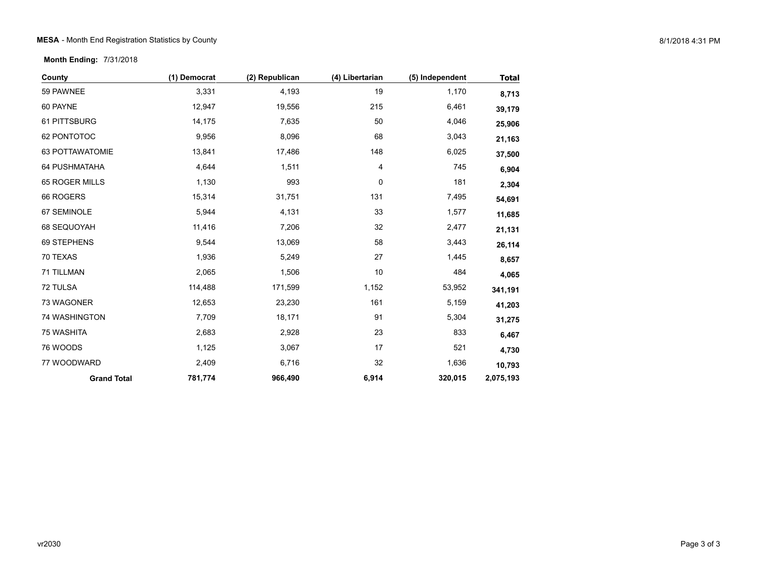**MESA** - Month End Registration Statistics by County

8/1/2018 4:31 PM

**Month Ending:** 7/31/2018

| County | (1) Democrat | (2) Republican | (4) Libertarian | (5) Independent | Total |
|---|---|---|---|---|---|
| 59 PAWNEE | 3,331 | 4,193 | 19 | 1,170 | **8,713** |
| 60 PAYNE | 12,947 | 19,556 | 215 | 6,461 | **39,179** |
| 61 PITTSBURG | 14,175 | 7,635 | 50 | 4,046 | **25,906** |
| 62 PONTOTOC | 9,956 | 8,096 | 68 | 3,043 | **21,163** |
| 63 POTTAWATOMIE | 13,841 | 17,486 | 148 | 6,025 | **37,500** |
| 64 PUSHMATAHA | 4,644 | 1,511 | 4 | 745 | **6,904** |
| 65 ROGER MILLS | 1,130 | 993 | 0 | 181 | **2,304** |
| 66 ROGERS | 15,314 | 31,751 | 131 | 7,495 | **54,691** |
| 67 SEMINOLE | 5,944 | 4,131 | 33 | 1,577 | **11,685** |
| 68 SEQUOYAH | 11,416 | 7,206 | 32 | 2,477 | **21,131** |
| 69 STEPHENS | 9,544 | 13,069 | 58 | 3,443 | **26,114** |
| 70 TEXAS | 1,936 | 5,249 | 27 | 1,445 | **8,657** |
| 71 TILLMAN | 2,065 | 1,506 | 10 | 484 | **4,065** |
| 72 TULSA | 114,488 | 171,599 | 1,152 | 53,952 | **341,191** |
| 73 WAGONER | 12,653 | 23,230 | 161 | 5,159 | **41,203** |
| 74 WASHINGTON | 7,709 | 18,171 | 91 | 5,304 | **31,275** |
| 75 WASHITA | 2,683 | 2,928 | 23 | 833 | **6,467** |
| 76 WOODS | 1,125 | 3,067 | 17 | 521 | **4,730** |
| 77 WOODWARD | 2,409 | 6,716 | 32 | 1,636 | **10,793** |
| **Grand Total** | **781,774** | **966,490** | **6,914** | **320,015** | **2,075,193** |

vr2030